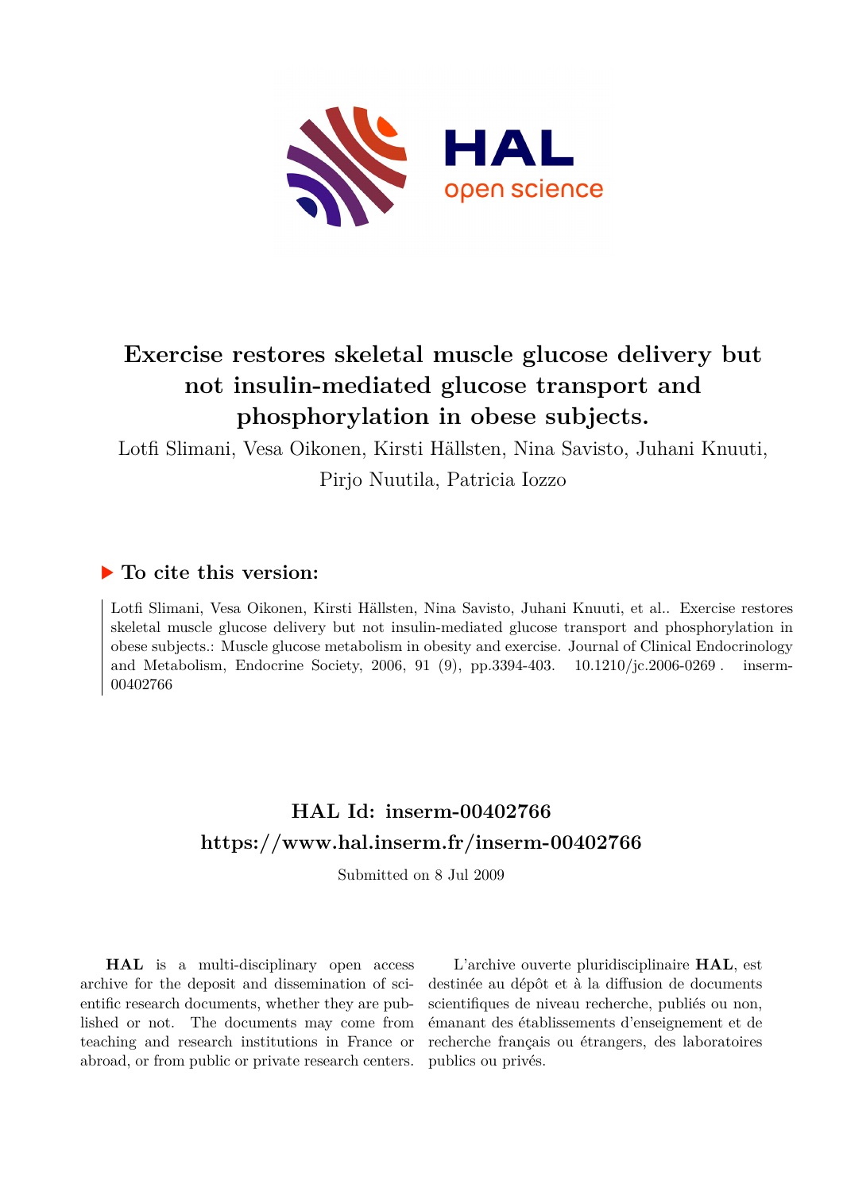# Exercise restores skeletal muscle glucose delivery but not insulin-mediated glucose transport and phosphorylation in obese subjects.

Lotfi Slimani, Vesa Oikonen, Kirsti Hällsten, Nina Savisto, Juhani Knuuti, Pirjo Nuutila, Patricia Iozzo

## ▶ To cite this version:

Lotfi Slimani, Vesa Oikonen, Kirsti Hällsten, Nina Savisto, Juhani Knuuti, et al.. Exercise restores skeletal muscle glucose delivery but not insulin-mediated glucose transport and phosphorylation in obese subjects.: Muscle glucose metabolism in obesity and exercise. Journal of Clinical Endocrinology and Metabolism, Endocrine Society, 2006, 91 (9), pp.3394-403. 10.1210/jc.2006-0269. inserm-00402766

## HAL Id: inserm-00402766
## https://www.hal.inserm.fr/inserm-00402766

Submitted on 8 Jul 2009

**HAL** is a multi-disciplinary open access archive for the deposit and dissemination of scientific research documents, whether they are published or not. The documents may come from teaching and research institutions in France or abroad, or from public or private research centers.

L'archive ouverte pluridisciplinaire **HAL**, est destinée au dépôt et à la diffusion de documents scientifiques de niveau recherche, publiés ou non, émanant des établissements d'enseignement et de recherche français ou étrangers, des laboratoires publics ou privés.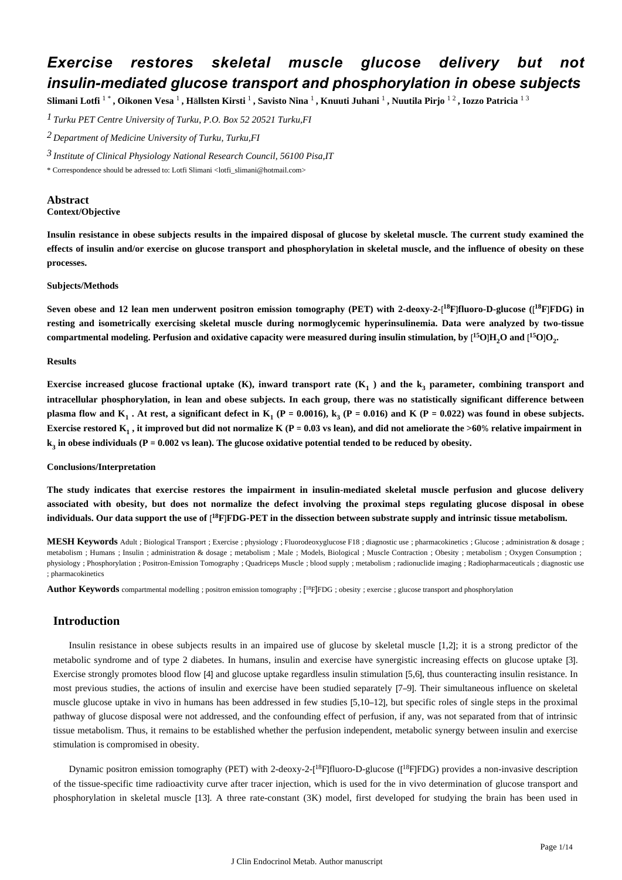# *Exercise restores skeletal muscle glucose delivery but not insulin-mediated glucose transport and phosphorylation in obese subjects*

**Slimani Lotfi** [1 *] **, Oikonen Vesa** [1] **, Hällsten Kirsti** [1] **, Savisto Nina** [1] **, Knuuti Juhani** [1] **, Nuutila Pirjo** [1 2] **, Iozzo Patricia** [1 3]

[1] *Turku PET Centre University of Turku, P.O. Box 52 20521 Turku,FI*

[2] *Department of Medicine University of Turku, Turku,FI*

[3] *Institute of Clinical Physiology National Research Council, 56100 Pisa,IT*

\* Correspondence should be adressed to: Lotfi Slimani <lotfi_slimani@hotmail.com>

## Abstract

**Context/Objective**

**Insulin resistance in obese subjects results in the impaired disposal of glucose by skeletal muscle. The current study examined the effects of insulin and/or exercise on glucose transport and phosphorylation in skeletal muscle, and the influence of obesity on these processes.**

**Subjects/Methods**

**Seven obese and 12 lean men underwent positron emission tomography (PET) with 2-deoxy-2-[$^{18}$F]fluoro-D-glucose ([$^{18}$F]FDG) in resting and isometrically exercising skeletal muscle during normoglycemic hyperinsulinemia. Data were analyzed by two-tissue compartmental modeling. Perfusion and oxidative capacity were measured during insulin stimulation, by [$^{15}$O]$H_2O$ and [$^{15}$O]$O_2$.**

**Results**

**Exercise increased glucose fractional uptake (K), inward transport rate ($K_1$) and the $k_3$ parameter, combining transport and intracellular phosphorylation, in lean and obese subjects. In each group, there was no statistically significant difference between plasma flow and $K_1$. At rest, a significant defect in $K_1$ ($P = 0.0016$), $k_3$ ($P = 0.016$) and K ($P = 0.022$) was found in obese subjects. Exercise restored $K_1$, it improved but did not normalize K ($P = 0.03$ vs lean), and did not ameliorate the >60% relative impairment in $k_3$ in obese individuals ($P = 0.002$ vs lean). The glucose oxidative potential tended to be reduced by obesity.**

**Conclusions/Interpretation**

**The study indicates that exercise restores the impairment in insulin-mediated skeletal muscle perfusion and glucose delivery associated with obesity, but does not normalize the defect involving the proximal steps regulating glucose disposal in obese individuals. Our data support the use of [$^{18}$F]FDG-PET in the dissection between substrate supply and intrinsic tissue metabolism.**

**MESH Keywords** Adult ; Biological Transport ; Exercise ; physiology ; Fluorodeoxyglucose F18 ; diagnostic use ; pharmacokinetics ; Glucose ; administration & dosage ; metabolism ; Humans ; Insulin ; administration & dosage ; metabolism ; Male ; Models, Biological ; Muscle Contraction ; Obesity ; metabolism ; Oxygen Consumption ; physiology ; Phosphorylation ; Positron-Emission Tomography ; Quadriceps Muscle ; blood supply ; metabolism ; radionuclide imaging ; Radiopharmaceuticals ; diagnostic use ; pharmacokinetics

**Author Keywords** compartmental modelling ; positron emission tomography ; [$^{18}$F]FDG ; obesity ; exercise ; glucose transport and phosphorylation

## Introduction

Insulin resistance in obese subjects results in an impaired use of glucose by skeletal muscle [1,2]; it is a strong predictor of the metabolic syndrome and of type 2 diabetes. In humans, insulin and exercise have synergistic increasing effects on glucose uptake [3]. Exercise strongly promotes blood flow [4] and glucose uptake regardless insulin stimulation [5,6], thus counteracting insulin resistance. In most previous studies, the actions of insulin and exercise have been studied separately [7–9]. Their simultaneous influence on skeletal muscle glucose uptake in vivo in humans has been addressed in few studies [5,10–12], but specific roles of single steps in the proximal pathway of glucose disposal were not addressed, and the confounding effect of perfusion, if any, was not separated from that of intrinsic tissue metabolism. Thus, it remains to be established whether the perfusion independent, metabolic synergy between insulin and exercise stimulation is compromised in obesity.

Dynamic positron emission tomography (PET) with 2-deoxy-2-[$^{18}$F]fluoro-D-glucose ([$^{18}$F]FDG) provides a non-invasive description of the tissue-specific time radioactivity curve after tracer injection, which is used for the in vivo determination of glucose transport and phosphorylation in skeletal muscle [13]. A three rate-constant (3K) model, first developed for studying the brain has been used in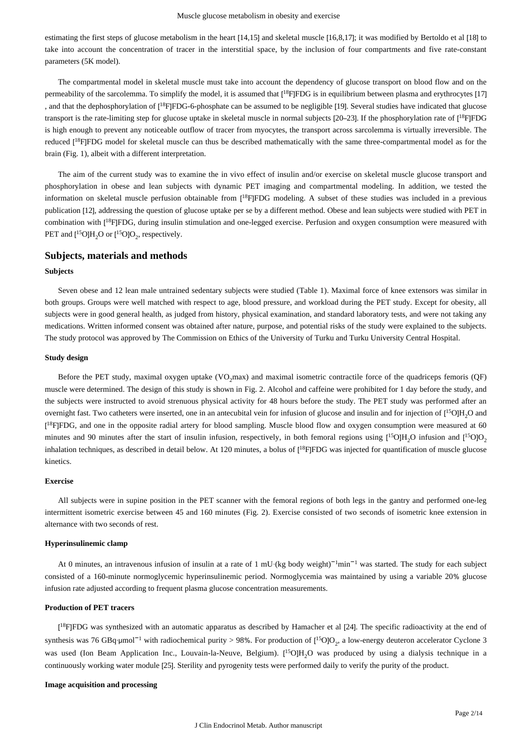estimating the first steps of glucose metabolism in the heart [14,15] and skeletal muscle [16,8,17]; it was modified by Bertoldo et al [18] to take into account the concentration of tracer in the interstitial space, by the inclusion of four compartments and five rate-constant parameters (5K model).

The compartmental model in skeletal muscle must take into account the dependency of glucose transport on blood flow and on the permeability of the sarcolemma. To simplify the model, it is assumed that [$^{18}$F]FDG is in equilibrium between plasma and erythrocytes [17], and that the dephosphorylation of [$^{18}$F]FDG-6-phosphate can be assumed to be negligible [19]. Several studies have indicated that glucose transport is the rate-limiting step for glucose uptake in skeletal muscle in normal subjects [20–23]. If the phosphorylation rate of [$^{18}$F]FDG is high enough to prevent any noticeable outflow of tracer from myocytes, the transport across sarcolemma is virtually irreversible. The reduced [$^{18}$F]FDG model for skeletal muscle can thus be described mathematically with the same three-compartmental model as for the brain (Fig. 1), albeit with a different interpretation.

The aim of the current study was to examine the in vivo effect of insulin and/or exercise on skeletal muscle glucose transport and phosphorylation in obese and lean subjects with dynamic PET imaging and compartmental modeling. In addition, we tested the information on skeletal muscle perfusion obtainable from [$^{18}$F]FDG modeling. A subset of these studies was included in a previous publication [12], addressing the question of glucose uptake per se by a different method. Obese and lean subjects were studied with PET in combination with [$^{18}$F]FDG, during insulin stimulation and one-legged exercise. Perfusion and oxygen consumption were measured with PET and [$^{15}$O]$H_2O$ or [$^{15}$O]$O_2$, respectively.

## Subjects, materials and methods

### Subjects

Seven obese and 12 lean male untrained sedentary subjects were studied (Table 1). Maximal force of knee extensors was similar in both groups. Groups were well matched with respect to age, blood pressure, and workload during the PET study. Except for obesity, all subjects were in good general health, as judged from history, physical examination, and standard laboratory tests, and were not taking any medications. Written informed consent was obtained after nature, purpose, and potential risks of the study were explained to the subjects. The study protocol was approved by The Commission on Ethics of the University of Turku and Turku University Central Hospital.

### Study design

Before the PET study, maximal oxygen uptake ($VO_2$max) and maximal isometric contractile force of the quadriceps femoris (QF) muscle were determined. The design of this study is shown in Fig. 2. Alcohol and caffeine were prohibited for 1 day before the study, and the subjects were instructed to avoid strenuous physical activity for 48 hours before the study. The PET study was performed after an overnight fast. Two catheters were inserted, one in an antecubital vein for infusion of glucose and insulin and for injection of [$^{15}$O]$H_2O$ and [$^{18}$F]FDG, and one in the opposite radial artery for blood sampling. Muscle blood flow and oxygen consumption were measured at 60 minutes and 90 minutes after the start of insulin infusion, respectively, in both femoral regions using [$^{15}$O]$H_2O$ infusion and [$^{15}$O]$O_2$ inhalation techniques, as described in detail below. At 120 minutes, a bolus of [$^{18}$F]FDG was injected for quantification of muscle glucose kinetics.

### Exercise

All subjects were in supine position in the PET scanner with the femoral regions of both legs in the gantry and performed one-leg intermittent isometric exercise between 45 and 160 minutes (Fig. 2). Exercise consisted of two seconds of isometric knee extension in alternance with two seconds of rest.

### Hyperinsulinemic clamp

At 0 minutes, an intravenous infusion of insulin at a rate of 1 mU·(kg body weight)$^{-1}$min$^{-1}$ was started. The study for each subject consisted of a 160-minute normoglycemic hyperinsulinemic period. Normoglycemia was maintained by using a variable 20% glucose infusion rate adjusted according to frequent plasma glucose concentration measurements.

### Production of PET tracers

[$^{18}$F]FDG was synthesized with an automatic apparatus as described by Hamacher et al [24]. The specific radioactivity at the end of synthesis was 76 GBq·μmol$^{-1}$ with radiochemical purity > 98%. For production of [$^{15}$O]$O_2$, a low-energy deuteron accelerator Cyclone 3 was used (Ion Beam Application Inc., Louvain-la-Neuve, Belgium). [$^{15}$O]$H_2O$ was produced by using a dialysis technique in a continuously working water module [25]. Sterility and pyrogenity tests were performed daily to verify the purity of the product.

### Image acquisition and processing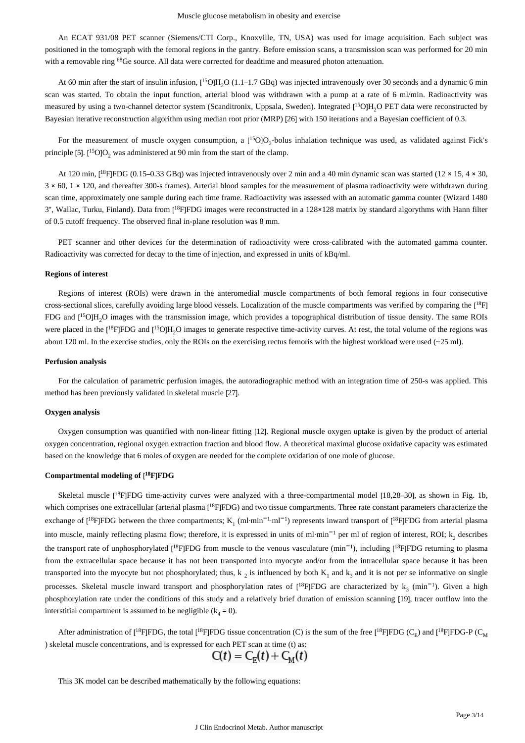An ECAT 931/08 PET scanner (Siemens/CTI Corp., Knoxville, TN, USA) was used for image acquisition. Each subject was positioned in the tomograph with the femoral regions in the gantry. Before emission scans, a transmission scan was performed for 20 min with a removable ring $^{68}$Ge source. All data were corrected for deadtime and measured photon attenuation.

At 60 min after the start of insulin infusion, [$^{15}$O]$H_2O$ (1.1–1.7 GBq) was injected intravenously over 30 seconds and a dynamic 6 min scan was started. To obtain the input function, arterial blood was withdrawn with a pump at a rate of 6 ml/min. Radioactivity was measured by using a two-channel detector system (Scanditronix, Uppsala, Sweden). Integrated [$^{15}$O]$H_2O$ PET data were reconstructed by Bayesian iterative reconstruction algorithm using median root prior (MRP) [26] with 150 iterations and a Bayesian coefficient of 0.3.

For the measurement of muscle oxygen consumption, a [$^{15}$O]$O_2$-bolus inhalation technique was used, as validated against Fick's principle [5]. [$^{15}$O]$O_2$ was administered at 90 min from the start of the clamp.

At 120 min, [$^{18}$F]FDG (0.15–0.33 GBq) was injected intravenously over 2 min and a 40 min dynamic scan was started (12 × 15, 4 × 30, 3 × 60, 1 × 120, and thereafter 300-s frames). Arterial blood samples for the measurement of plasma radioactivity were withdrawn during scan time, approximately one sample during each time frame. Radioactivity was assessed with an automatic gamma counter (Wizard 1480 3″, Wallac, Turku, Finland). Data from [$^{18}$F]FDG images were reconstructed in a 128×128 matrix by standard algorythms with Hann filter of 0.5 cutoff frequency. The observed final in-plane resolution was 8 mm.

PET scanner and other devices for the determination of radioactivity were cross-calibrated with the automated gamma counter. Radioactivity was corrected for decay to the time of injection, and expressed in units of kBq/ml.

### Regions of interest

Regions of interest (ROIs) were drawn in the anteromedial muscle compartments of both femoral regions in four consecutive cross-sectional slices, carefully avoiding large blood vessels. Localization of the muscle compartments was verified by comparing the [$^{18}$F]FDG and [$^{15}$O]$H_2O$ images with the transmission image, which provides a topographical distribution of tissue density. The same ROIs were placed in the [$^{18}$F]FDG and [$^{15}$O]$H_2O$ images to generate respective time-activity curves. At rest, the total volume of the regions was about 120 ml. In the exercise studies, only the ROIs on the exercising rectus femoris with the highest workload were used (~25 ml).

### Perfusion analysis

For the calculation of parametric perfusion images, the autoradiographic method with an integration time of 250-s was applied. This method has been previously validated in skeletal muscle [27].

### Oxygen analysis

Oxygen consumption was quantified with non-linear fitting [12]. Regional muscle oxygen uptake is given by the product of arterial oxygen concentration, regional oxygen extraction fraction and blood flow. A theoretical maximal glucose oxidative capacity was estimated based on the knowledge that 6 moles of oxygen are needed for the complete oxidation of one mole of glucose.

### Compartmental modeling of [$^{18}$F]FDG

Skeletal muscle [$^{18}$F]FDG time-activity curves were analyzed with a three-compartmental model [18,28–30], as shown in Fig. 1b, which comprises one extracellular (arterial plasma [$^{18}$F]FDG) and two tissue compartments. Three rate constant parameters characterize the exchange of [$^{18}$F]FDG between the three compartments; $K_1$ ($ml{\cdot}min^{-1}{\cdot}ml^{-1}$) represents inward transport of [$^{18}$F]FDG from arterial plasma into muscle, mainly reflecting plasma flow; therefore, it is expressed in units of $ml{\cdot}min^{-1}$ per ml of region of interest, ROI; $k_2$ describes the transport rate of unphosphorylated [$^{18}$F]FDG from muscle to the venous vasculature ($min^{-1}$), including [$^{18}$F]FDG returning to plasma from the extracellular space because it has not been transported into myocyte and/or from the intracellular space because it has been transported into the myocyte but not phosphorylated; thus, $k_2$ is influenced by both $K_1$ and $k_3$ and it is not per se informative on single processes. Skeletal muscle inward transport and phosphorylation rates of [$^{18}$F]FDG are characterized by $k_3$ ($min^{-1}$). Given a high phosphorylation rate under the conditions of this study and a relatively brief duration of emission scanning [19], tracer outflow into the interstitial compartment is assumed to be negligible ($k_4 = 0$).

After administration of [$^{18}$F]FDG, the total [$^{18}$F]FDG tissue concentration (C) is the sum of the free [$^{18}$F]FDG ($C_E$) and [$^{18}$F]FDG-P ($C_M$) skeletal muscle concentrations, and is expressed for each PET scan at time (t) as:

$$C(t) = C_E(t) + C_M(t)$$

This 3K model can be described mathematically by the following equations: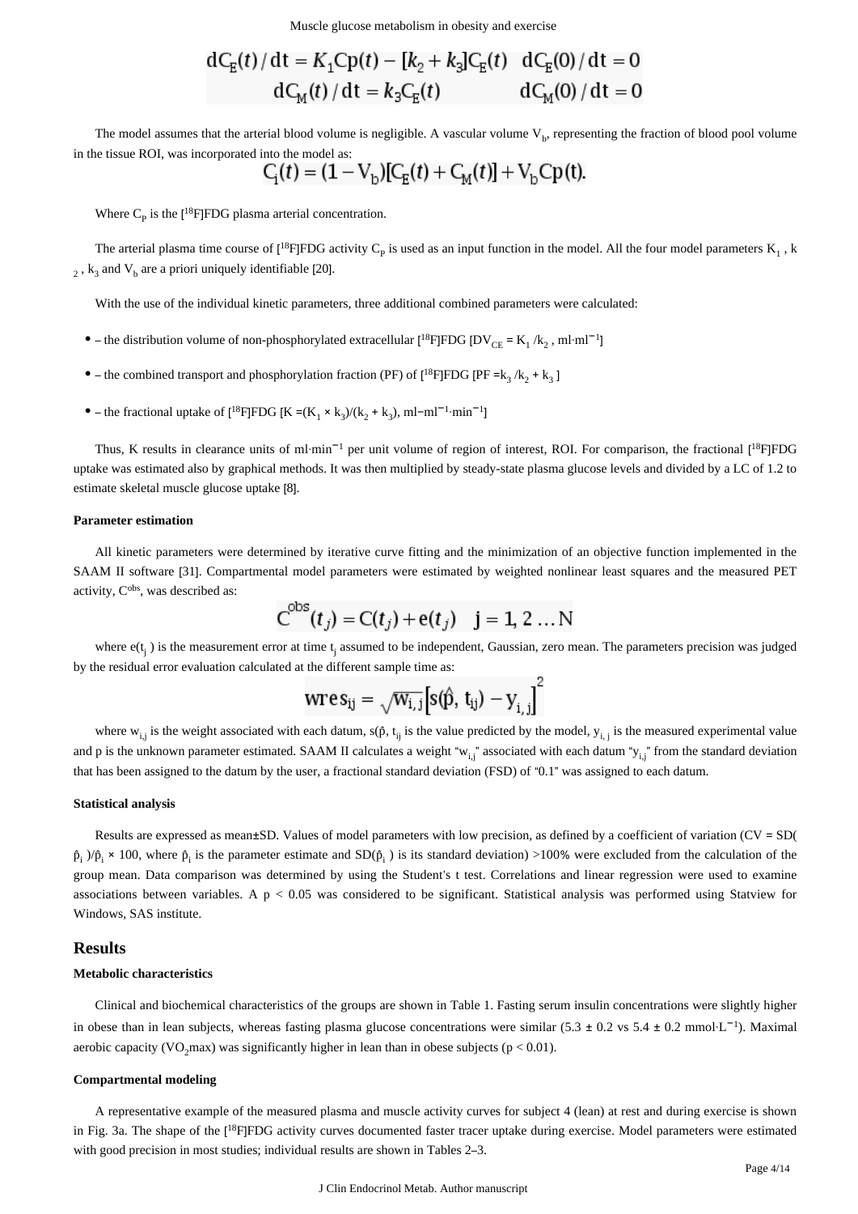$$\mathrm{dC_E}(t)/\mathrm{d}t = K_1\mathrm{Cp}(t) - [k_2 + k_3]\mathrm{C_E}(t) \quad \mathrm{dC_E}(0)/\mathrm{d}t = 0$$
$$\mathrm{dC_M}(t)/\mathrm{d}t = k_3\mathrm{C_E}(t) \qquad \mathrm{dC_M}(0)/\mathrm{d}t = 0$$

The model assumes that the arterial blood volume is negligible. A vascular volume $V_b$, representing the fraction of blood pool volume in the tissue ROI, was incorporated into the model as:

$$\mathrm{C_i}(t) = (1 - \mathrm{V_b})[\mathrm{C_E}(t) + \mathrm{C_M}(t)] + \mathrm{V_b}\mathrm{Cp}(t).$$

Where $C_P$ is the [$^{18}$F]FDG plasma arterial concentration.

The arterial plasma time course of [$^{18}$F]FDG activity $C_P$ is used as an input function in the model. All the four model parameters $K_1$, $k_2$, $k_3$ and $V_b$ are a priori uniquely identifiable [20].

With the use of the individual kinetic parameters, three additional combined parameters were calculated:

- – the distribution volume of non-phosphorylated extracellular [$^{18}$F]FDG [$DV_{CE} = K_1/k_2$, ml·ml$^{-1}$]
- – the combined transport and phosphorylation fraction (PF) of [$^{18}$F]FDG [$PF = k_3/k_2 + k_3$]
- – the fractional uptake of [$^{18}$F]FDG [$K = (K_1 \times k_3)/(k_2 + k_3)$, ml−ml$^{-1}$·min$^{-1}$]

Thus, K results in clearance units of ml·min$^{-1}$ per unit volume of region of interest, ROI. For comparison, the fractional [$^{18}$F]FDG uptake was estimated also by graphical methods. It was then multiplied by steady-state plasma glucose levels and divided by a LC of 1.2 to estimate skeletal muscle glucose uptake [8].

**Parameter estimation**

All kinetic parameters were determined by iterative curve fitting and the minimization of an objective function implemented in the SAAM II software [31]. Compartmental model parameters were estimated by weighted nonlinear least squares and the measured PET activity, $C^{obs}$, was described as:

$$\mathrm{C}^{\mathrm{obs}}(t_j) = \mathrm{C}(t_j) + \mathrm{e}(t_j) \quad \mathrm{j} = 1, 2 \ldots \mathrm{N}$$

where $e(t_j)$ is the measurement error at time $t_j$ assumed to be independent, Gaussian, zero mean. The parameters precision was judged by the residual error evaluation calculated at the different sample time as:

$$\mathrm{wres_{ij}} = \sqrt{\mathrm{w_{i,j}}}\left[\mathrm{s}(\hat{\mathrm{p}}, \mathrm{t_{ij}}) - \mathrm{y_{i,j}}\right]^2$$

where $w_{i,j}$ is the weight associated with each datum, $s(\hat{p}, t_{ij})$ is the value predicted by the model, $y_{i,j}$ is the measured experimental value and p is the unknown parameter estimated. SAAM II calculates a weight "$w_{i,j}$" associated with each datum "$y_{i,j}$" from the standard deviation that has been assigned to the datum by the user, a fractional standard deviation (FSD) of "0.1" was assigned to each datum.

**Statistical analysis**

Results are expressed as mean±SD. Values of model parameters with low precision, as defined by a coefficient of variation ($CV = SD(\hat{p}_i)/\hat{p}_i \times 100$, where $\hat{p}_i$ is the parameter estimate and $SD(\hat{p}_i)$ is its standard deviation) >100% were excluded from the calculation of the group mean. Data comparison was determined by using the Student's t test. Correlations and linear regression were used to examine associations between variables. A $p < 0.05$ was considered to be significant. Statistical analysis was performed using Statview for Windows, SAS institute.

## Results

**Metabolic characteristics**

Clinical and biochemical characteristics of the groups are shown in Table 1. Fasting serum insulin concentrations were slightly higher in obese than in lean subjects, whereas fasting plasma glucose concentrations were similar (5.3 ± 0.2 vs 5.4 ± 0.2 mmol·L$^{-1}$). Maximal aerobic capacity ($VO_2$max) was significantly higher in lean than in obese subjects ($p < 0.01$).

**Compartmental modeling**

A representative example of the measured plasma and muscle activity curves for subject 4 (lean) at rest and during exercise is shown in Fig. 3a. The shape of the [$^{18}$F]FDG activity curves documented faster tracer uptake during exercise. Model parameters were estimated with good precision in most studies; individual results are shown in Tables 2–3.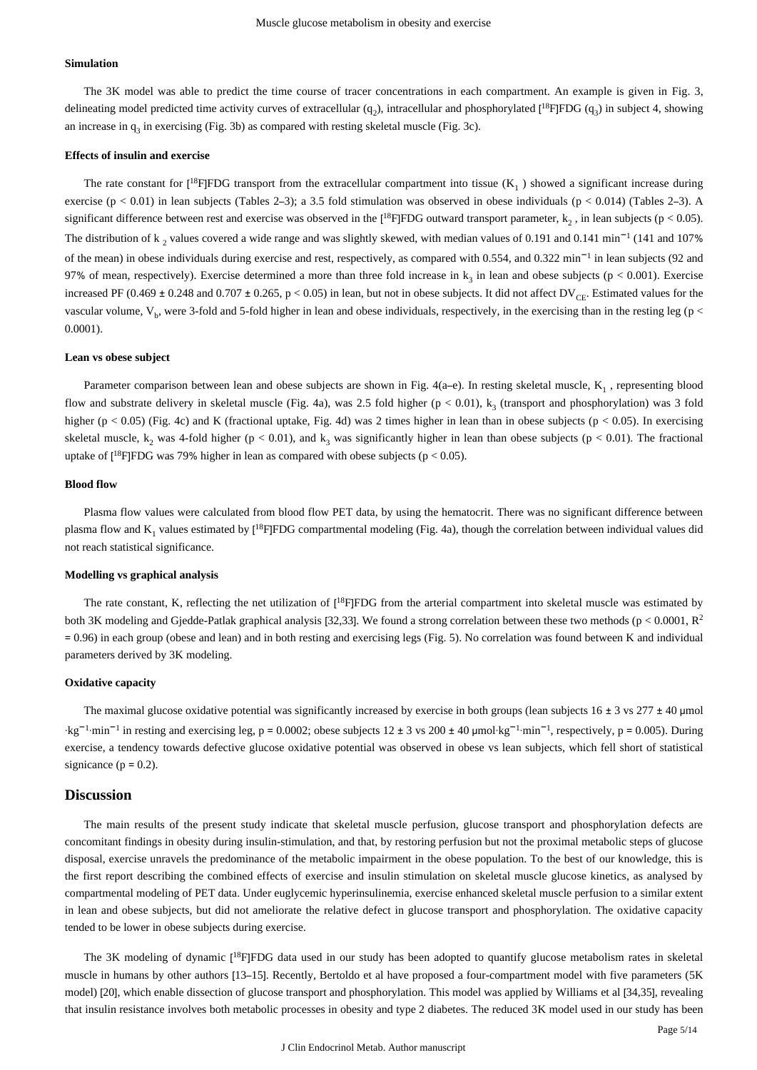### Simulation

The 3K model was able to predict the time course of tracer concentrations in each compartment. An example is given in Fig. 3, delineating model predicted time activity curves of extracellular ($q_2$), intracellular and phosphorylated [$^{18}$F]FDG ($q_3$) in subject 4, showing an increase in $q_3$ in exercising (Fig. 3b) as compared with resting skeletal muscle (Fig. 3c).

### Effects of insulin and exercise

The rate constant for [$^{18}$F]FDG transport from the extracellular compartment into tissue ($K_1$ ) showed a significant increase during exercise ($p < 0.01$) in lean subjects (Tables 2–3); a 3.5 fold stimulation was observed in obese individuals ($p < 0.014$) (Tables 2–3). A significant difference between rest and exercise was observed in the [$^{18}$F]FDG outward transport parameter, $k_2$ , in lean subjects ($p < 0.05$). The distribution of $k_2$ values covered a wide range and was slightly skewed, with median values of 0.191 and 0.141 $min^{-1}$ (141 and 107% of the mean) in obese individuals during exercise and rest, respectively, as compared with 0.554, and 0.322 $min^{-1}$ in lean subjects (92 and 97% of mean, respectively). Exercise determined a more than three fold increase in $k_3$ in lean and obese subjects ($p < 0.001$). Exercise increased PF (0.469 ± 0.248 and 0.707 ± 0.265, $p < 0.05$) in lean, but not in obese subjects. It did not affect $DV_{CE}$. Estimated values for the vascular volume, $V_b$, were 3-fold and 5-fold higher in lean and obese individuals, respectively, in the exercising than in the resting leg ($p < 0.0001$).

### Lean vs obese subject

Parameter comparison between lean and obese subjects are shown in Fig. 4(a–e). In resting skeletal muscle, $K_1$ , representing blood flow and substrate delivery in skeletal muscle (Fig. 4a), was 2.5 fold higher ($p < 0.01$), $k_3$ (transport and phosphorylation) was 3 fold higher ($p < 0.05$) (Fig. 4c) and K (fractional uptake, Fig. 4d) was 2 times higher in lean than in obese subjects ($p < 0.05$). In exercising skeletal muscle, $k_2$ was 4-fold higher ($p < 0.01$), and $k_3$ was significantly higher in lean than obese subjects ($p < 0.01$). The fractional uptake of [$^{18}$F]FDG was 79% higher in lean as compared with obese subjects ($p < 0.05$).

### Blood flow

Plasma flow values were calculated from blood flow PET data, by using the hematocrit. There was no significant difference between plasma flow and $K_1$ values estimated by [$^{18}$F]FDG compartmental modeling (Fig. 4a), though the correlation between individual values did not reach statistical significance.

### Modelling vs graphical analysis

The rate constant, K, reflecting the net utilization of [$^{18}$F]FDG from the arterial compartment into skeletal muscle was estimated by both 3K modeling and Gjedde-Patlak graphical analysis [32,33]. We found a strong correlation between these two methods ($p < 0.0001$, $R^2 = 0.96$) in each group (obese and lean) and in both resting and exercising legs (Fig. 5). No correlation was found between K and individual parameters derived by 3K modeling.

### Oxidative capacity

The maximal glucose oxidative potential was significantly increased by exercise in both groups (lean subjects 16 ± 3 vs 277 ± 40 μmol $\cdot kg^{-1} \cdot min^{-1}$ in resting and exercising leg, $p = 0.0002$; obese subjects 12 ± 3 vs 200 ± 40 μmol$\cdot kg^{-1} \cdot min^{-1}$, respectively, $p = 0.005$). During exercise, a tendency towards defective glucose oxidative potential was observed in obese vs lean subjects, which fell short of statistical signicance ($p = 0.2$).

## Discussion

The main results of the present study indicate that skeletal muscle perfusion, glucose transport and phosphorylation defects are concomitant findings in obesity during insulin-stimulation, and that, by restoring perfusion but not the proximal metabolic steps of glucose disposal, exercise unravels the predominance of the metabolic impairment in the obese population. To the best of our knowledge, this is the first report describing the combined effects of exercise and insulin stimulation on skeletal muscle glucose kinetics, as analysed by compartmental modeling of PET data. Under euglycemic hyperinsulinemia, exercise enhanced skeletal muscle perfusion to a similar extent in lean and obese subjects, but did not ameliorate the relative defect in glucose transport and phosphorylation. The oxidative capacity tended to be lower in obese subjects during exercise.

The 3K modeling of dynamic [$^{18}$F]FDG data used in our study has been adopted to quantify glucose metabolism rates in skeletal muscle in humans by other authors [13–15]. Recently, Bertoldo et al have proposed a four-compartment model with five parameters (5K model) [20], which enable dissection of glucose transport and phosphorylation. This model was applied by Williams et al [34,35], revealing that insulin resistance involves both metabolic processes in obesity and type 2 diabetes. The reduced 3K model used in our study has been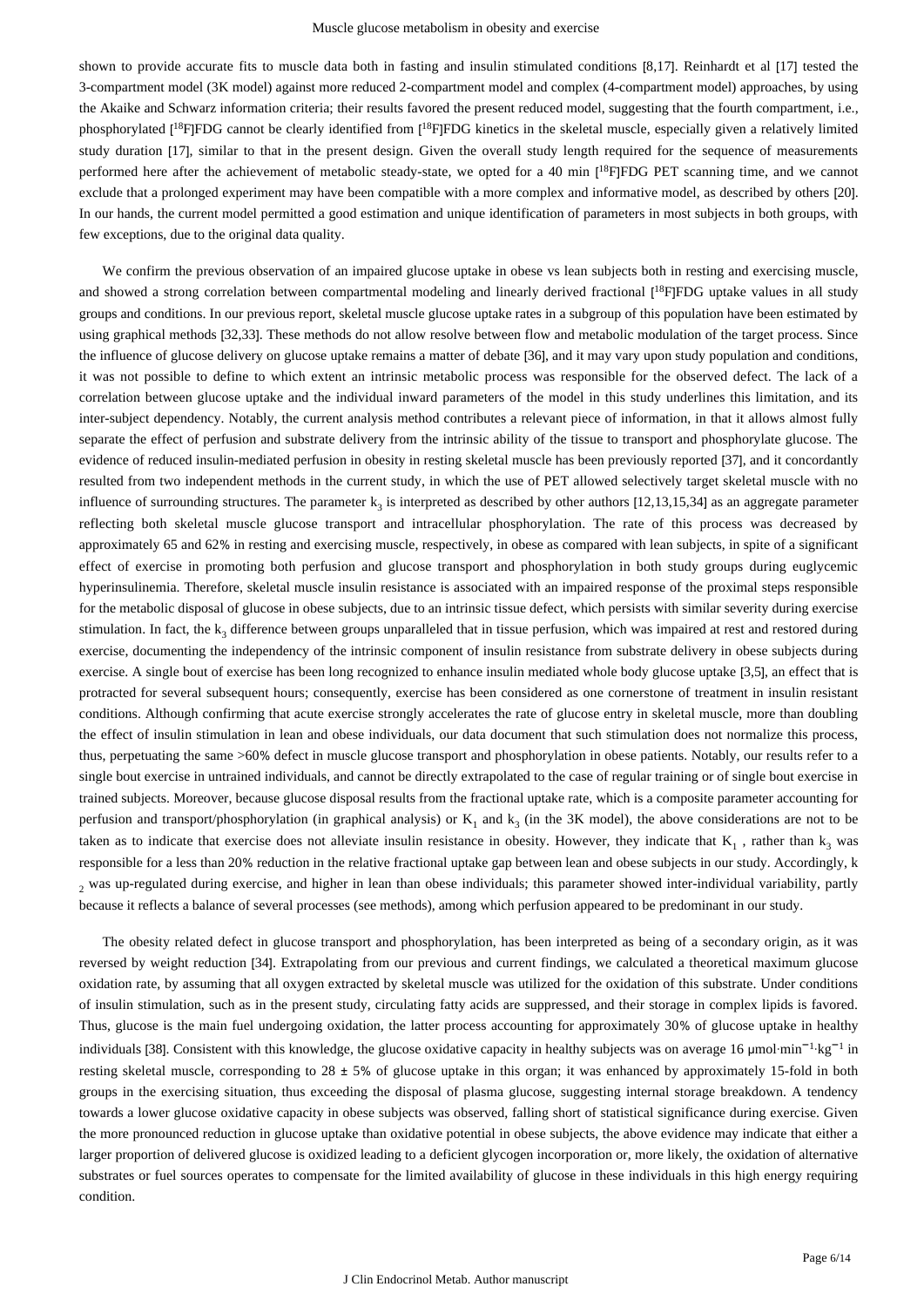shown to provide accurate fits to muscle data both in fasting and insulin stimulated conditions [8,17]. Reinhardt et al [17] tested the 3-compartment model (3K model) against more reduced 2-compartment model and complex (4-compartment model) approaches, by using the Akaike and Schwarz information criteria; their results favored the present reduced model, suggesting that the fourth compartment, i.e., phosphorylated [$^{18}$F]FDG cannot be clearly identified from [$^{18}$F]FDG kinetics in the skeletal muscle, especially given a relatively limited study duration [17], similar to that in the present design. Given the overall study length required for the sequence of measurements performed here after the achievement of metabolic steady-state, we opted for a 40 min [$^{18}$F]FDG PET scanning time, and we cannot exclude that a prolonged experiment may have been compatible with a more complex and informative model, as described by others [20]. In our hands, the current model permitted a good estimation and unique identification of parameters in most subjects in both groups, with few exceptions, due to the original data quality.

We confirm the previous observation of an impaired glucose uptake in obese vs lean subjects both in resting and exercising muscle, and showed a strong correlation between compartmental modeling and linearly derived fractional [$^{18}$F]FDG uptake values in all study groups and conditions. In our previous report, skeletal muscle glucose uptake rates in a subgroup of this population have been estimated by using graphical methods [32,33]. These methods do not allow resolve between flow and metabolic modulation of the target process. Since the influence of glucose delivery on glucose uptake remains a matter of debate [36], and it may vary upon study population and conditions, it was not possible to define to which extent an intrinsic metabolic process was responsible for the observed defect. The lack of a correlation between glucose uptake and the individual inward parameters of the model in this study underlines this limitation, and its inter-subject dependency. Notably, the current analysis method contributes a relevant piece of information, in that it allows almost fully separate the effect of perfusion and substrate delivery from the intrinsic ability of the tissue to transport and phosphorylate glucose. The evidence of reduced insulin-mediated perfusion in obesity in resting skeletal muscle has been previously reported [37], and it concordantly resulted from two independent methods in the current study, in which the use of PET allowed selectively target skeletal muscle with no influence of surrounding structures. The parameter $k_3$ is interpreted as described by other authors [12,13,15,34] as an aggregate parameter reflecting both skeletal muscle glucose transport and intracellular phosphorylation. The rate of this process was decreased by approximately 65 and 62% in resting and exercising muscle, respectively, in obese as compared with lean subjects, in spite of a significant effect of exercise in promoting both perfusion and glucose transport and phosphorylation in both study groups during euglycemic hyperinsulinemia. Therefore, skeletal muscle insulin resistance is associated with an impaired response of the proximal steps responsible for the metabolic disposal of glucose in obese subjects, due to an intrinsic tissue defect, which persists with similar severity during exercise stimulation. In fact, the $k_3$ difference between groups unparalleled that in tissue perfusion, which was impaired at rest and restored during exercise, documenting the independency of the intrinsic component of insulin resistance from substrate delivery in obese subjects during exercise. A single bout of exercise has been long recognized to enhance insulin mediated whole body glucose uptake [3,5], an effect that is protracted for several subsequent hours; consequently, exercise has been considered as one cornerstone of treatment in insulin resistant conditions. Although confirming that acute exercise strongly accelerates the rate of glucose entry in skeletal muscle, more than doubling the effect of insulin stimulation in lean and obese individuals, our data document that such stimulation does not normalize this process, thus, perpetuating the same >60% defect in muscle glucose transport and phosphorylation in obese patients. Notably, our results refer to a single bout exercise in untrained individuals, and cannot be directly extrapolated to the case of regular training or of single bout exercise in trained subjects. Moreover, because glucose disposal results from the fractional uptake rate, which is a composite parameter accounting for perfusion and transport/phosphorylation (in graphical analysis) or $K_1$ and $k_3$ (in the 3K model), the above considerations are not to be taken as to indicate that exercise does not alleviate insulin resistance in obesity. However, they indicate that $K_1$, rather than $k_3$ was responsible for a less than 20% reduction in the relative fractional uptake gap between lean and obese subjects in our study. Accordingly, $k_2$ was up-regulated during exercise, and higher in lean than obese individuals; this parameter showed inter-individual variability, partly because it reflects a balance of several processes (see methods), among which perfusion appeared to be predominant in our study.

The obesity related defect in glucose transport and phosphorylation, has been interpreted as being of a secondary origin, as it was reversed by weight reduction [34]. Extrapolating from our previous and current findings, we calculated a theoretical maximum glucose oxidation rate, by assuming that all oxygen extracted by skeletal muscle was utilized for the oxidation of this substrate. Under conditions of insulin stimulation, such as in the present study, circulating fatty acids are suppressed, and their storage in complex lipids is favored. Thus, glucose is the main fuel undergoing oxidation, the latter process accounting for approximately 30% of glucose uptake in healthy individuals [38]. Consistent with this knowledge, the glucose oxidative capacity in healthy subjects was on average 16 μmol·min$^{-1}$·kg$^{-1}$ in resting skeletal muscle, corresponding to 28 ± 5% of glucose uptake in this organ; it was enhanced by approximately 15-fold in both groups in the exercising situation, thus exceeding the disposal of plasma glucose, suggesting internal storage breakdown. A tendency towards a lower glucose oxidative capacity in obese subjects was observed, falling short of statistical significance during exercise. Given the more pronounced reduction in glucose uptake than oxidative potential in obese subjects, the above evidence may indicate that either a larger proportion of delivered glucose is oxidized leading to a deficient glycogen incorporation or, more likely, the oxidation of alternative substrates or fuel sources operates to compensate for the limited availability of glucose in these individuals in this high energy requiring condition.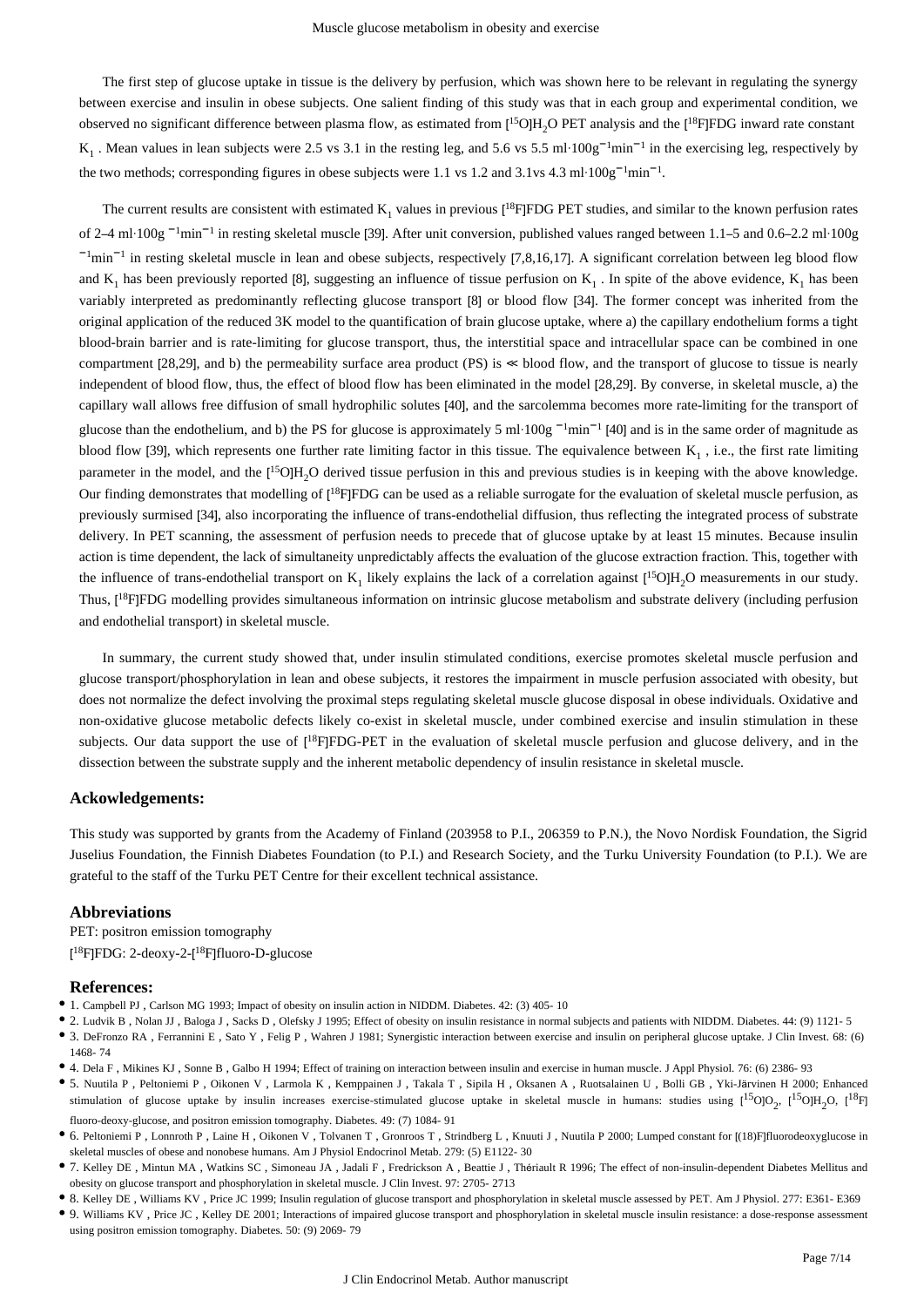The first step of glucose uptake in tissue is the delivery by perfusion, which was shown here to be relevant in regulating the synergy between exercise and insulin in obese subjects. One salient finding of this study was that in each group and experimental condition, we observed no significant difference between plasma flow, as estimated from [$^{15}$O]$H_2O$ PET analysis and the [$^{18}$F]FDG inward rate constant $K_1$ . Mean values in lean subjects were 2.5 vs 3.1 in the resting leg, and 5.6 vs 5.5 ml·100g$^{-1}$min$^{-1}$ in the exercising leg, respectively by the two methods; corresponding figures in obese subjects were 1.1 vs 1.2 and 3.1vs 4.3 ml·100g$^{-1}$min$^{-1}$.

The current results are consistent with estimated $K_1$ values in previous [$^{18}$F]FDG PET studies, and similar to the known perfusion rates of 2–4 ml·100g $^{-1}$min$^{-1}$ in resting skeletal muscle [39]. After unit conversion, published values ranged between 1.1–5 and 0.6–2.2 ml·100g $^{-1}$min$^{-1}$ in resting skeletal muscle in lean and obese subjects, respectively [7,8,16,17]. A significant correlation between leg blood flow and $K_1$ has been previously reported [8], suggesting an influence of tissue perfusion on $K_1$ . In spite of the above evidence, $K_1$ has been variably interpreted as predominantly reflecting glucose transport [8] or blood flow [34]. The former concept was inherited from the original application of the reduced 3K model to the quantification of brain glucose uptake, where a) the capillary endothelium forms a tight blood-brain barrier and is rate-limiting for glucose transport, thus, the interstitial space and intracellular space can be combined in one compartment [28,29], and b) the permeability surface area product (PS) is ≪ blood flow, and the transport of glucose to tissue is nearly independent of blood flow, thus, the effect of blood flow has been eliminated in the model [28,29]. By converse, in skeletal muscle, a) the capillary wall allows free diffusion of small hydrophilic solutes [40], and the sarcolemma becomes more rate-limiting for the transport of glucose than the endothelium, and b) the PS for glucose is approximately 5 ml·100g $^{-1}$min$^{-1}$ [40] and is in the same order of magnitude as blood flow [39], which represents one further rate limiting factor in this tissue. The equivalence between $K_1$ , i.e., the first rate limiting parameter in the model, and the [$^{15}$O]$H_2O$ derived tissue perfusion in this and previous studies is in keeping with the above knowledge. Our finding demonstrates that modelling of [$^{18}$F]FDG can be used as a reliable surrogate for the evaluation of skeletal muscle perfusion, as previously surmised [34], also incorporating the influence of trans-endothelial diffusion, thus reflecting the integrated process of substrate delivery. In PET scanning, the assessment of perfusion needs to precede that of glucose uptake by at least 15 minutes. Because insulin action is time dependent, the lack of simultaneity unpredictably affects the evaluation of the glucose extraction fraction. This, together with the influence of trans-endothelial transport on $K_1$ likely explains the lack of a correlation against [$^{15}$O]$H_2O$ measurements in our study. Thus, [$^{18}$F]FDG modelling provides simultaneous information on intrinsic glucose metabolism and substrate delivery (including perfusion and endothelial transport) in skeletal muscle.

In summary, the current study showed that, under insulin stimulated conditions, exercise promotes skeletal muscle perfusion and glucose transport/phosphorylation in lean and obese subjects, it restores the impairment in muscle perfusion associated with obesity, but does not normalize the defect involving the proximal steps regulating skeletal muscle glucose disposal in obese individuals. Oxidative and non-oxidative glucose metabolic defects likely co-exist in skeletal muscle, under combined exercise and insulin stimulation in these subjects. Our data support the use of [$^{18}$F]FDG-PET in the evaluation of skeletal muscle perfusion and glucose delivery, and in the dissection between the substrate supply and the inherent metabolic dependency of insulin resistance in skeletal muscle.

## Ackowledgements:

This study was supported by grants from the Academy of Finland (203958 to P.I., 206359 to P.N.), the Novo Nordisk Foundation, the Sigrid Juselius Foundation, the Finnish Diabetes Foundation (to P.I.) and Research Society, and the Turku University Foundation (to P.I.). We are grateful to the staff of the Turku PET Centre for their excellent technical assistance.

## Abbreviations

PET: positron emission tomography

[$^{18}$F]FDG: 2-deoxy-2-[$^{18}$F]fluoro-D-glucose

## References:

- 1. Campbell PJ , Carlson MG 1993; Impact of obesity on insulin action in NIDDM. Diabetes. 42: (3) 405- 10
- 2. Ludvik B , Nolan JJ , Baloga J , Sacks D , Olefsky J 1995; Effect of obesity on insulin resistance in normal subjects and patients with NIDDM. Diabetes. 44: (9) 1121- 5
- 3. DeFronzo RA , Ferrannini E , Sato Y , Felig P , Wahren J 1981; Synergistic interaction between exercise and insulin on peripheral glucose uptake. J Clin Invest. 68: (6) 1468- 74
- 4. Dela F , Mikines KJ , Sonne B , Galbo H 1994; Effect of training on interaction between insulin and exercise in human muscle. J Appl Physiol. 76: (6) 2386- 93
- 5. Nuutila P , Peltoniemi P , Oikonen V , Larmola K , Kemppainen J , Takala T , Sipila H , Oksanen A , Ruotsalainen U , Bolli GB , Yki-Järvinen H 2000; Enhanced stimulation of glucose uptake by insulin increases exercise-stimulated glucose uptake in skeletal muscle in humans: studies using [$^{15}$O]$O_2$, [$^{15}$O]$H_2O$, [$^{18}$F] fluoro-deoxy-glucose, and positron emission tomography. Diabetes. 49: (7) 1084- 91
- 6. Peltoniemi P , Lonnroth P , Laine H , Oikonen V , Tolvanen T , Gronroos T , Strindberg L , Knuuti J , Nuutila P 2000; Lumped constant for [(18)F]fluorodeoxyglucose in skeletal muscles of obese and nonobese humans. Am J Physiol Endocrinol Metab. 279: (5) E1122- 30
- 7. Kelley DE , Mintun MA , Watkins SC , Simoneau JA , Jadali F , Fredrickson A , Beattie J , Thériault R 1996; The effect of non-insulin-dependent Diabetes Mellitus and obesity on glucose transport and phosphorylation in skeletal muscle. J Clin Invest. 97: 2705- 2713
- 8. Kelley DE , Williams KV , Price JC 1999; Insulin regulation of glucose transport and phosphorylation in skeletal muscle assessed by PET. Am J Physiol. 277: E361- E369
- 9. Williams KV , Price JC , Kelley DE 2001; Interactions of impaired glucose transport and phosphorylation in skeletal muscle insulin resistance: a dose-response assessment using positron emission tomography. Diabetes. 50: (9) 2069- 79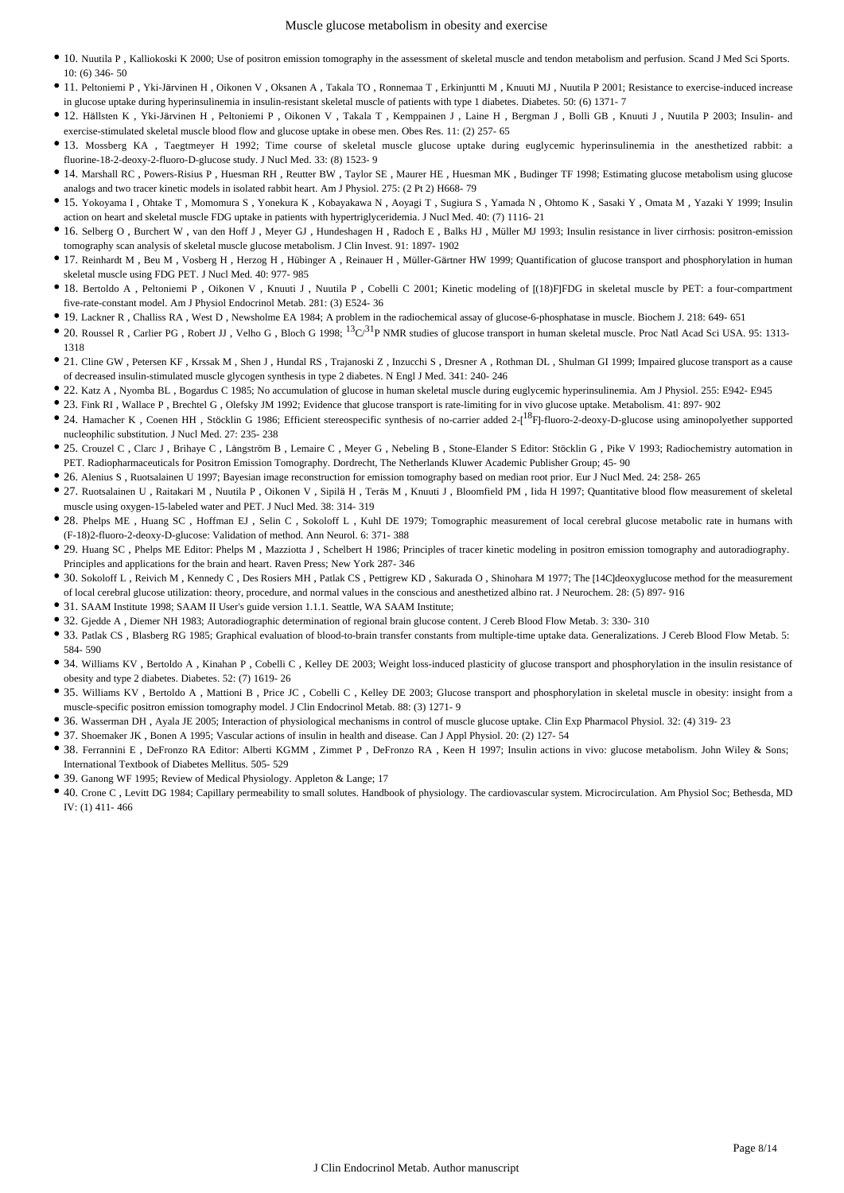- 10. Nuutila P , Kalliokoski K 2000; Use of positron emission tomography in the assessment of skeletal muscle and tendon metabolism and perfusion. Scand J Med Sci Sports. 10: (6) 346- 50
- 11. Peltoniemi P , Yki-Järvinen H , Oikonen V , Oksanen A , Takala TO , Ronnemaa T , Erkinjuntti M , Knuuti MJ , Nuutila P 2001; Resistance to exercise-induced increase in glucose uptake during hyperinsulinemia in insulin-resistant skeletal muscle of patients with type 1 diabetes. Diabetes. 50: (6) 1371- 7
- 12. Hällsten K , Yki-Järvinen H , Peltoniemi P , Oikonen V , Takala T , Kemppainen J , Laine H , Bergman J , Bolli GB , Knuuti J , Nuutila P 2003; Insulin- and exercise-stimulated skeletal muscle blood flow and glucose uptake in obese men. Obes Res. 11: (2) 257- 65
- 13. Mossberg KA , Taegtmeyer H 1992; Time course of skeletal muscle glucose uptake during euglycemic hyperinsulinemia in the anesthetized rabbit: a fluorine-18-2-deoxy-2-fluoro-D-glucose study. J Nucl Med. 33: (8) 1523- 9
- 14. Marshall RC , Powers-Risius P , Huesman RH , Reutter BW , Taylor SE , Maurer HE , Huesman MK , Budinger TF 1998; Estimating glucose metabolism using glucose analogs and two tracer kinetic models in isolated rabbit heart. Am J Physiol. 275: (2 Pt 2) H668- 79
- 15. Yokoyama I , Ohtake T , Momomura S , Yonekura K , Kobayakawa N , Aoyagi T , Sugiura S , Yamada N , Ohtomo K , Sasaki Y , Omata M , Yazaki Y 1999; Insulin action on heart and skeletal muscle FDG uptake in patients with hypertriglyceridemia. J Nucl Med. 40: (7) 1116- 21
- 16. Selberg O , Burchert W , van den Hoff J , Meyer GJ , Hundeshagen H , Radoch E , Balks HJ , Müller MJ 1993; Insulin resistance in liver cirrhosis: positron-emission tomography scan analysis of skeletal muscle glucose metabolism. J Clin Invest. 91: 1897- 1902
- 17. Reinhardt M , Beu M , Vosberg H , Herzog H , Hübinger A , Reinauer H , Müller-Gärtner HW 1999; Quantification of glucose transport and phosphorylation in human skeletal muscle using FDG PET. J Nucl Med. 40: 977- 985
- 18. Bertoldo A , Peltoniemi P , Oikonen V , Knuuti J , Nuutila P , Cobelli C 2001; Kinetic modeling of [(18)F]FDG in skeletal muscle by PET: a four-compartment five-rate-constant model. Am J Physiol Endocrinol Metab. 281: (3) E524- 36
- 19. Lackner R , Challiss RA , West D , Newsholme EA 1984; A problem in the radiochemical assay of glucose-6-phosphatase in muscle. Biochem J. 218: 649- 651
- 20. Roussel R , Carlier PG , Robert JJ , Velho G , Bloch G 1998; $^{13}C/^{31}P$ NMR studies of glucose transport in human skeletal muscle. Proc Natl Acad Sci USA. 95: 1313- 1318
- 21. Cline GW , Petersen KF , Krssak M , Shen J , Hundal RS , Trajanoski Z , Inzucchi S , Dresner A , Rothman DL , Shulman GI 1999; Impaired glucose transport as a cause of decreased insulin-stimulated muscle glycogen synthesis in type 2 diabetes. N Engl J Med. 341: 240- 246
- 22. Katz A , Nyomba BL , Bogardus C 1985; No accumulation of glucose in human skeletal muscle during euglycemic hyperinsulinemia. Am J Physiol. 255: E942- E945
- 23. Fink RI , Wallace P , Brechtel G , Olefsky JM 1992; Evidence that glucose transport is rate-limiting for in vivo glucose uptake. Metabolism. 41: 897- 902
- 24. Hamacher K , Coenen HH , Stöcklin G 1986; Efficient stereospecific synthesis of no-carrier added 2-[$^{18}$F]-fluoro-2-deoxy-D-glucose using aminopolyether supported nucleophilic substitution. J Nucl Med. 27: 235- 238
- 25. Crouzel C , Clarc J , Brihaye C , Långström B , Lemaire C , Meyer G , Nebeling B , Stone-Elander S Editor: Stöcklin G , Pike V 1993; Radiochemistry automation in PET. Radiopharmaceuticals for Positron Emission Tomography. Dordrecht, The Netherlands Kluwer Academic Publisher Group; 45- 90
- 26. Alenius S , Ruotsalainen U 1997; Bayesian image reconstruction for emission tomography based on median root prior. Eur J Nucl Med. 24: 258- 265
- 27. Ruotsalainen U , Raitakari M , Nuutila P , Oikonen V , Sipilä H , Teräs M , Knuuti J , Bloomfield PM , Iida H 1997; Quantitative blood flow measurement of skeletal muscle using oxygen-15-labeled water and PET. J Nucl Med. 38: 314- 319
- 28. Phelps ME , Huang SC , Hoffman EJ , Selin C , Sokoloff L , Kuhl DE 1979; Tomographic measurement of local cerebral glucose metabolic rate in humans with (F-18)2-fluoro-2-deoxy-D-glucose: Validation of method. Ann Neurol. 6: 371- 388
- 29. Huang SC , Phelps ME Editor: Phelps M , Mazziotta J , Schelbert H 1986; Principles of tracer kinetic modeling in positron emission tomography and autoradiography. Principles and applications for the brain and heart. Raven Press; New York 287- 346
- 30. Sokoloff L , Reivich M , Kennedy C , Des Rosiers MH , Patlak CS , Pettigrew KD , Sakurada O , Shinohara M 1977; The [14C]deoxyglucose method for the measurement of local cerebral glucose utilization: theory, procedure, and normal values in the conscious and anesthetized albino rat. J Neurochem. 28: (5) 897- 916
- 31. SAAM Institute 1998; SAAM II User's guide version 1.1.1. Seattle, WA SAAM Institute;
- 32. Gjedde A , Diemer NH 1983; Autoradiographic determination of regional brain glucose content. J Cereb Blood Flow Metab. 3: 330- 310
- 33. Patlak CS , Blasberg RG 1985; Graphical evaluation of blood-to-brain transfer constants from multiple-time uptake data. Generalizations. J Cereb Blood Flow Metab. 5: 584- 590
- 34. Williams KV , Bertoldo A , Kinahan P , Cobelli C , Kelley DE 2003; Weight loss-induced plasticity of glucose transport and phosphorylation in the insulin resistance of obesity and type 2 diabetes. Diabetes. 52: (7) 1619- 26
- 35. Williams KV , Bertoldo A , Mattioni B , Price JC , Cobelli C , Kelley DE 2003; Glucose transport and phosphorylation in skeletal muscle in obesity: insight from a muscle-specific positron emission tomography model. J Clin Endocrinol Metab. 88: (3) 1271- 9
- 36. Wasserman DH , Ayala JE 2005; Interaction of physiological mechanisms in control of muscle glucose uptake. Clin Exp Pharmacol Physiol. 32: (4) 319- 23
- 37. Shoemaker JK , Bonen A 1995; Vascular actions of insulin in health and disease. Can J Appl Physiol. 20: (2) 127- 54
- 38. Ferrannini E , DeFronzo RA Editor: Alberti KGMM , Zimmet P , DeFronzo RA , Keen H 1997; Insulin actions in vivo: glucose metabolism. John Wiley & Sons; International Textbook of Diabetes Mellitus. 505- 529
- 39. Ganong WF 1995; Review of Medical Physiology. Appleton & Lange; 17
- 40. Crone C , Levitt DG 1984; Capillary permeability to small solutes. Handbook of physiology. The cardiovascular system. Microcirculation. Am Physiol Soc; Bethesda, MD IV: (1) 411- 466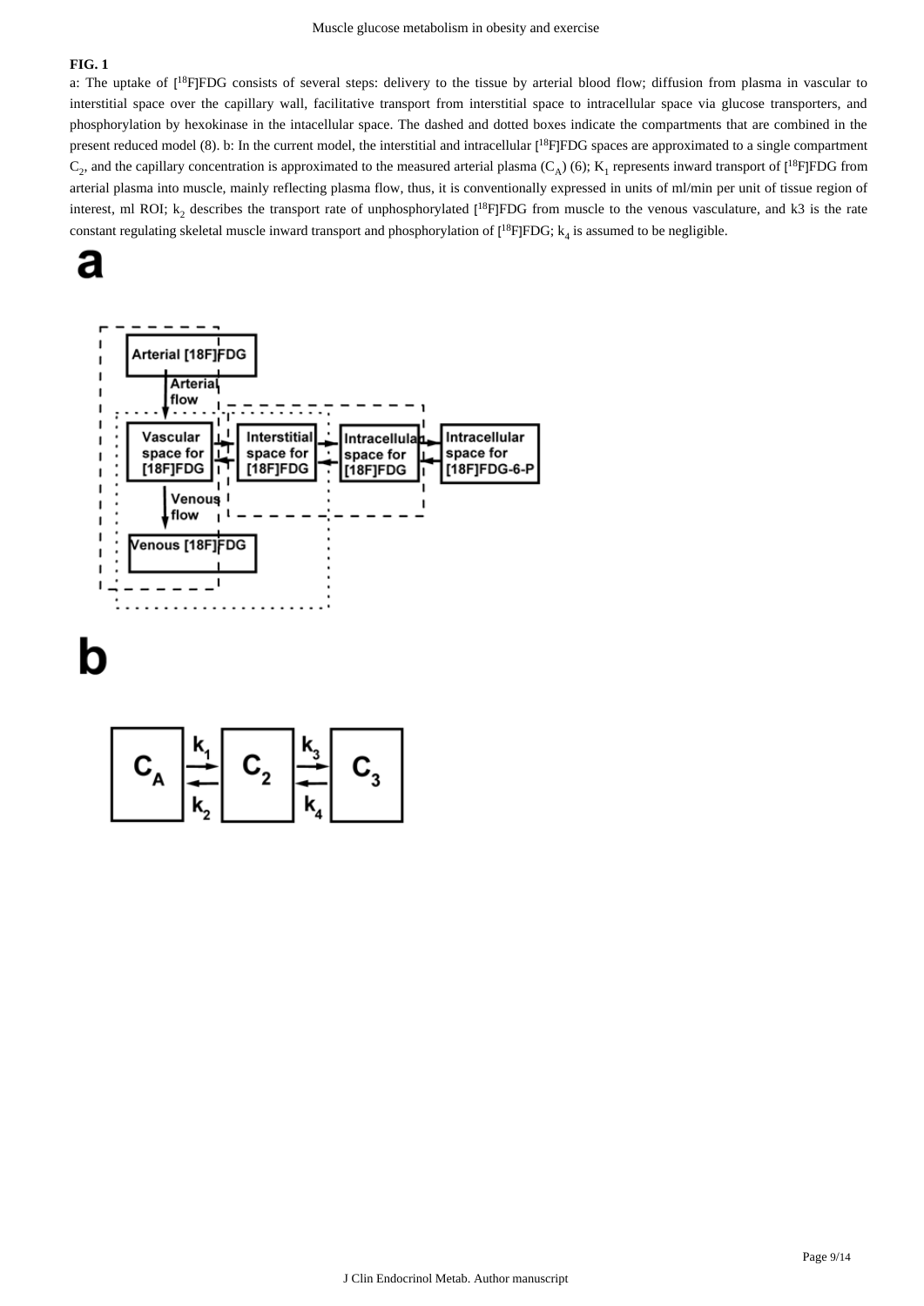**FIG. 1**

a: The uptake of [$^{18}$F]FDG consists of several steps: delivery to the tissue by arterial blood flow; diffusion from plasma in vascular to interstitial space over the capillary wall, facilitative transport from interstitial space to intracellular space via glucose transporters, and phosphorylation by hexokinase in the intacellular space. The dashed and dotted boxes indicate the compartments that are combined in the present reduced model (8). b: In the current model, the interstitial and intracellular [$^{18}$F]FDG spaces are approximated to a single compartment $C_2$, and the capillary concentration is approximated to the measured arterial plasma ($C_A$) (6); $K_1$ represents inward transport of [$^{18}$F]FDG from arterial plasma into muscle, mainly reflecting plasma flow, thus, it is conventionally expressed in units of ml/min per unit of tissue region of interest, ml ROI; $k_2$ describes the transport rate of unphosphorylated [$^{18}$F]FDG from muscle to the venous vasculature, and k3 is the rate constant regulating skeletal muscle inward transport and phosphorylation of [$^{18}$F]FDG; $k_4$ is assumed to be negligible.

**a**

Arterial [18F]FDG

Arterial flow

Vascular space for [18F]FDG

Interstitial space for [18F]FDG

Intracellular space for [18F]FDG

Intracellular space for [18F]FDG-6-P

Venous flow

Venous [18F]FDG

**b**

$C_A$ $k_1$ $k_2$ $C_2$ $k_3$ $k_4$ $C_3$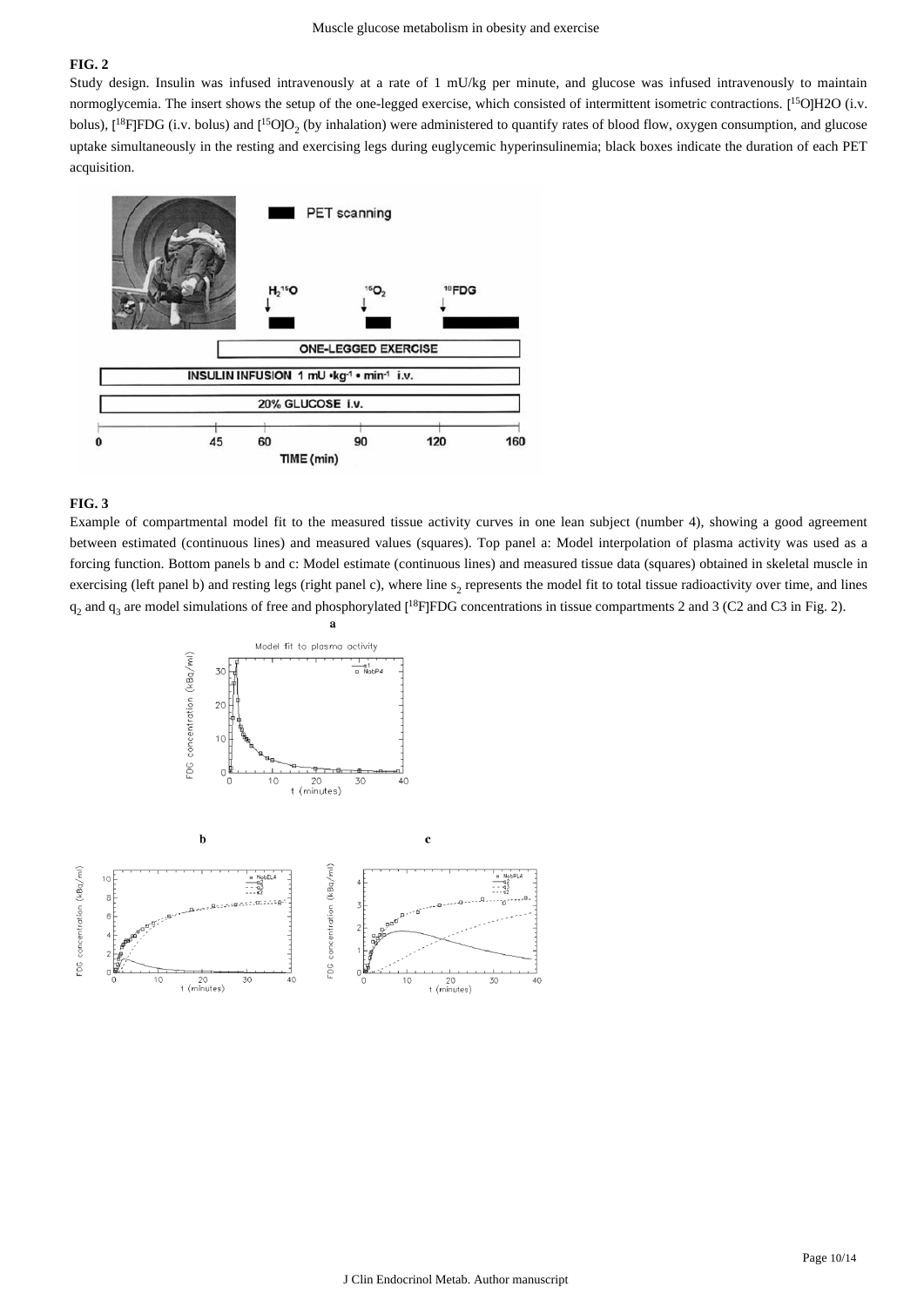**FIG. 2**

Study design. Insulin was infused intravenously at a rate of 1 mU/kg per minute, and glucose was infused intravenously to maintain normoglycemia. The insert shows the setup of the one-legged exercise, which consisted of intermittent isometric contractions. [$^{15}$O]H2O (i.v. bolus), [$^{18}$F]FDG (i.v. bolus) and [$^{15}$O]$O_2$ (by inhalation) were administered to quantify rates of blood flow, oxygen consumption, and glucose uptake simultaneously in the resting and exercising legs during euglycemic hyperinsulinemia; black boxes indicate the duration of each PET acquisition.

**FIG. 3**

Example of compartmental model fit to the measured tissue activity curves in one lean subject (number 4), showing a good agreement between estimated (continuous lines) and measured values (squares). Top panel a: Model interpolation of plasma activity was used as a forcing function. Bottom panels b and c: Model estimate (continuous lines) and measured tissue data (squares) obtained in skeletal muscle in exercising (left panel b) and resting legs (right panel c), where line $s_2$ represents the model fit to total tissue radioactivity over time, and lines $q_2$ and $q_3$ are model simulations of free and phosphorylated [$^{18}$F]FDG concentrations in tissue compartments 2 and 3 (C2 and C3 in Fig. 2).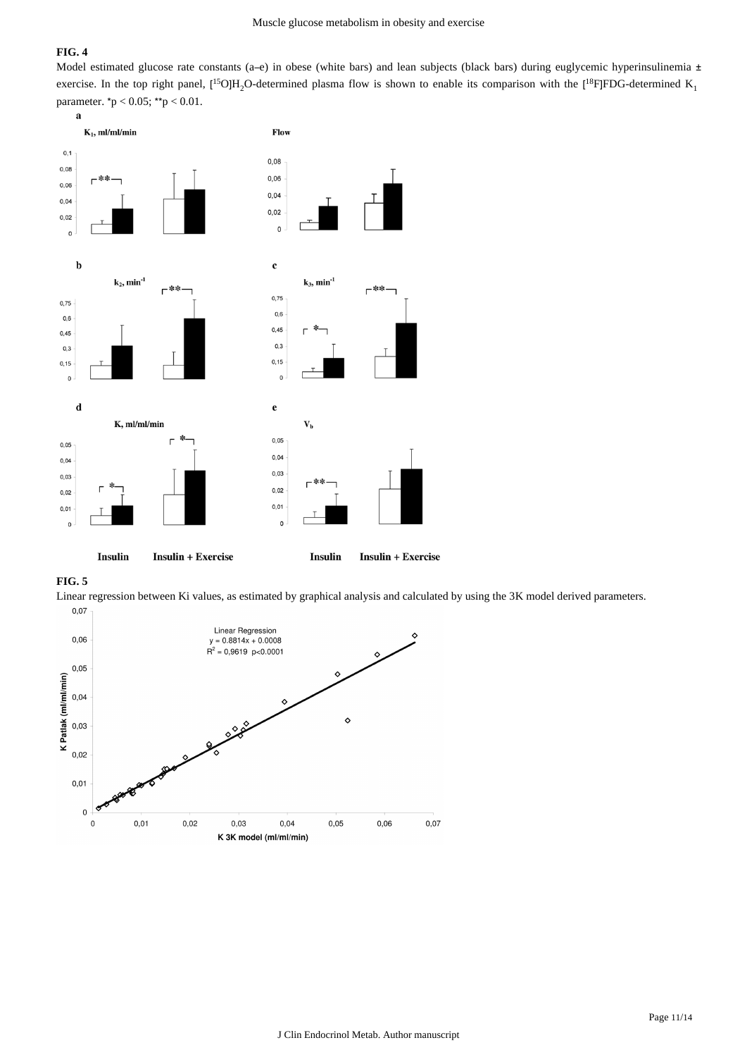**FIG. 4**

Model estimated glucose rate constants (a–e) in obese (white bars) and lean subjects (black bars) during euglycemic hyperinsulinemia ± exercise. In the top right panel, [$^{15}$O]$H_2O$-determined plasma flow is shown to enable its comparison with the [$^{18}$F]FDG-determined $K_1$ parameter. *$p < 0.05$; **$p < 0.01$.

**FIG. 5**

Linear regression between Ki values, as estimated by graphical analysis and calculated by using the 3K model derived parameters.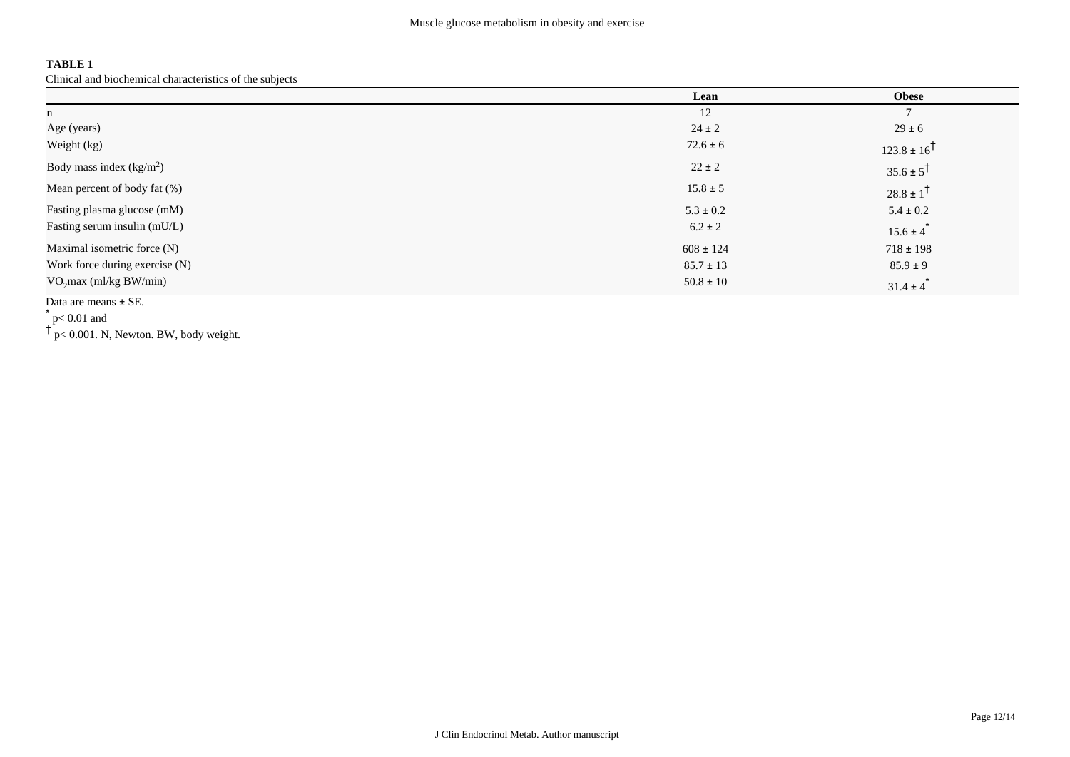**TABLE 1**

Clinical and biochemical characteristics of the subjects

| | Lean | Obese |
|---|---|---|
| n | 12 | 7 |
| Age (years) | 24 ± 2 | 29 ± 6 |
| Weight (kg) | 72.6 ± 6 | 123.8 ± 16[†] |
| Body mass index ($kg/m^2$) | 22 ± 2 | 35.6 ± 5[†] |
| Mean percent of body fat (%) | 15.8 ± 5 | 28.8 ± 1[†] |
| Fasting plasma glucose (mM) | 5.3 ± 0.2 | 5.4 ± 0.2 |
| Fasting serum insulin (mU/L) | 6.2 ± 2 | 15.6 ± 4[*] |
| Maximal isometric force (N) | 608 ± 124 | 718 ± 198 |
| Work force during exercise (N) | 85.7 ± 13 | 85.9 ± 9 |
| $VO_2$max (ml/kg BW/min) | 50.8 ± 10 | 31.4 ± 4[*] |

Data are means ± SE.

[*] $p < 0.01$ and

[†] $p < 0.001$. N, Newton. BW, body weight.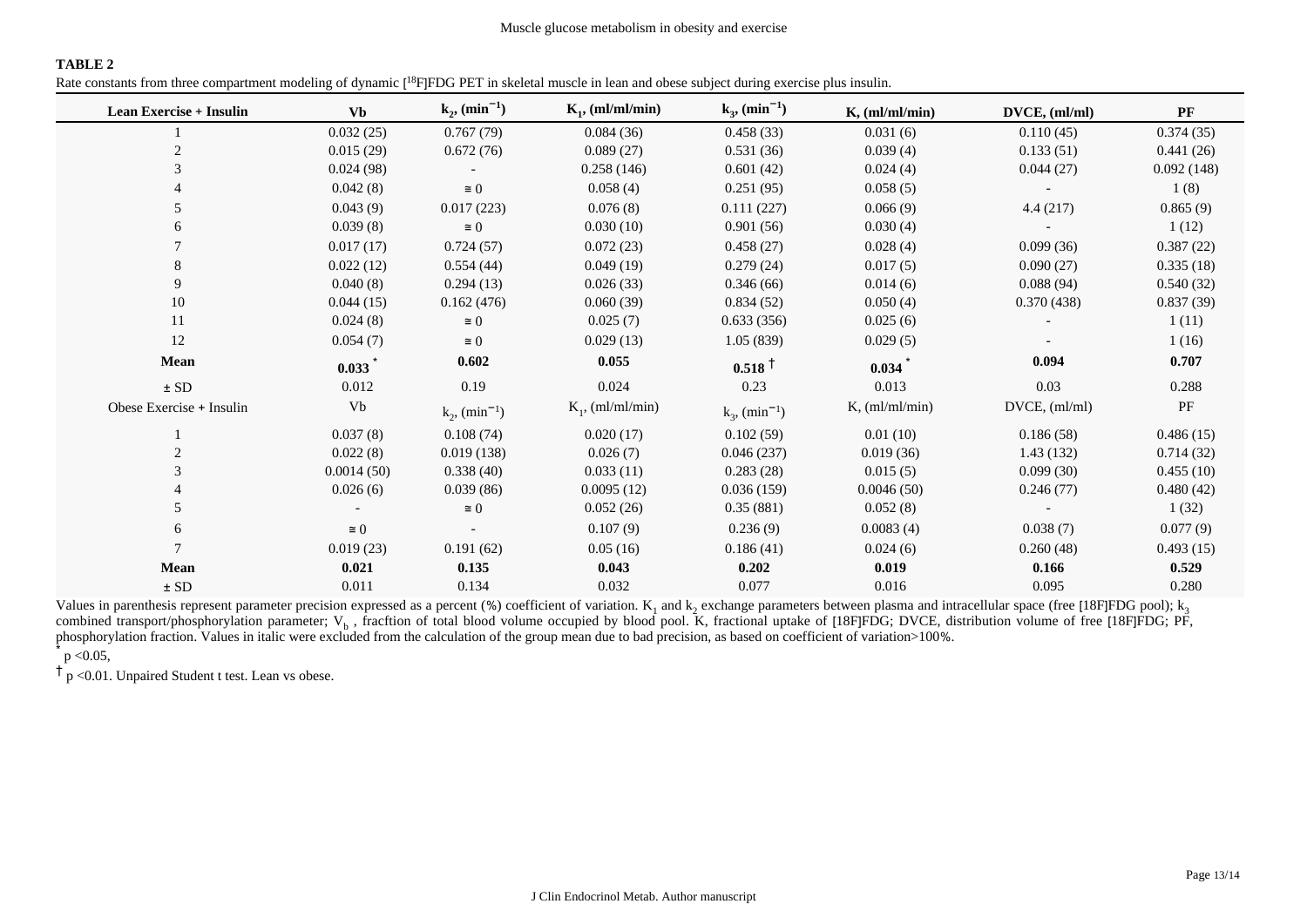**TABLE 2**

Rate constants from three compartment modeling of dynamic [[18]F]FDG PET in skeletal muscle in lean and obese subject during exercise plus insulin.

| Lean Exercise + Insulin | Vb | $k_2$, ($min^{-1}$) | $K_1$, (ml/ml/min) | $k_3$, ($min^{-1}$) | K, (ml/ml/min) | DVCE, (ml/ml) | PF |
|---|---|---|---|---|---|---|---|
| 1 | 0.032 (25) | 0.767 (79) | 0.084 (36) | 0.458 (33) | 0.031 (6) | 0.110 (45) | 0.374 (35) |
| 2 | 0.015 (29) | 0.672 (76) | 0.089 (27) | 0.531 (36) | 0.039 (4) | 0.133 (51) | 0.441 (26) |
| 3 | 0.024 (98) | - | 0.258 (146) | 0.601 (42) | 0.024 (4) | 0.044 (27) | 0.092 (148) |
| 4 | 0.042 (8) | ≅ 0 | 0.058 (4) | 0.251 (95) | 0.058 (5) | - | 1 (8) |
| 5 | 0.043 (9) | 0.017 (223) | 0.076 (8) | 0.111 (227) | 0.066 (9) | 4.4 (217) | 0.865 (9) |
| 6 | 0.039 (8) | ≅ 0 | 0.030 (10) | 0.901 (56) | 0.030 (4) | - | 1 (12) |
| 7 | 0.017 (17) | 0.724 (57) | 0.072 (23) | 0.458 (27) | 0.028 (4) | 0.099 (36) | 0.387 (22) |
| 8 | 0.022 (12) | 0.554 (44) | 0.049 (19) | 0.279 (24) | 0.017 (5) | 0.090 (27) | 0.335 (18) |
| 9 | 0.040 (8) | 0.294 (13) | 0.026 (33) | 0.346 (66) | 0.014 (6) | 0.088 (94) | 0.540 (32) |
| 10 | 0.044 (15) | 0.162 (476) | 0.060 (39) | 0.834 (52) | 0.050 (4) | 0.370 (438) | 0.837 (39) |
| 11 | 0.024 (8) | ≅ 0 | 0.025 (7) | 0.633 (356) | 0.025 (6) | - | 1 (11) |
| 12 | 0.054 (7) | ≅ 0 | 0.029 (13) | 1.05 (839) | 0.029 (5) | - | 1 (16) |
| **Mean** | **0.033** * | **0.602** | **0.055** | **0.518** † | **0.034** * | **0.094** | **0.707** |
| ± SD | 0.012 | 0.19 | 0.024 | 0.23 | 0.013 | 0.03 | 0.288 |
| Obese Exercise + Insulin | Vb | $k_2$, ($min^{-1}$) | $K_1$, (ml/ml/min) | $k_3$, ($min^{-1}$) | K, (ml/ml/min) | DVCE, (ml/ml) | PF |
| 1 | 0.037 (8) | 0.108 (74) | 0.020 (17) | 0.102 (59) | 0.01 (10) | 0.186 (58) | 0.486 (15) |
| 2 | 0.022 (8) | 0.019 (138) | 0.026 (7) | 0.046 (237) | 0.019 (36) | 1.43 (132) | 0.714 (32) |
| 3 | 0.0014 (50) | 0.338 (40) | 0.033 (11) | 0.283 (28) | 0.015 (5) | 0.099 (30) | 0.455 (10) |
| 4 | 0.026 (6) | 0.039 (86) | 0.0095 (12) | 0.036 (159) | 0.0046 (50) | 0.246 (77) | 0.480 (42) |
| 5 | - | ≅ 0 | 0.052 (26) | 0.35 (881) | 0.052 (8) | - | 1 (32) |
| 6 | ≅ 0 | - | 0.107 (9) | 0.236 (9) | 0.0083 (4) | 0.038 (7) | 0.077 (9) |
| 7 | 0.019 (23) | 0.191 (62) | 0.05 (16) | 0.186 (41) | 0.024 (6) | 0.260 (48) | 0.493 (15) |
| **Mean** | **0.021** | **0.135** | **0.043** | **0.202** | **0.019** | **0.166** | **0.529** |
| ± SD | 0.011 | 0.134 | 0.032 | 0.077 | 0.016 | 0.095 | 0.280 |

Values in parenthesis represent parameter precision expressed as a percent (%) coefficient of variation. $K_1$ and $k_2$ exchange parameters between plasma and intracellular space (free [18F]FDG pool); $k_3$ combined transport/phosphorylation parameter; $V_b$ , fracftion of total blood volume occupied by blood pool. K, fractional uptake of [18F]FDG; DVCE, distribution volume of free [18F]FDG; PF, phosphorylation fraction. Values in italic were excluded from the calculation of the group mean due to bad precision, as based on coefficient of variation>100%.

* $p < 0.05$,

† $p < 0.01$. Unpaired Student t test. Lean vs obese.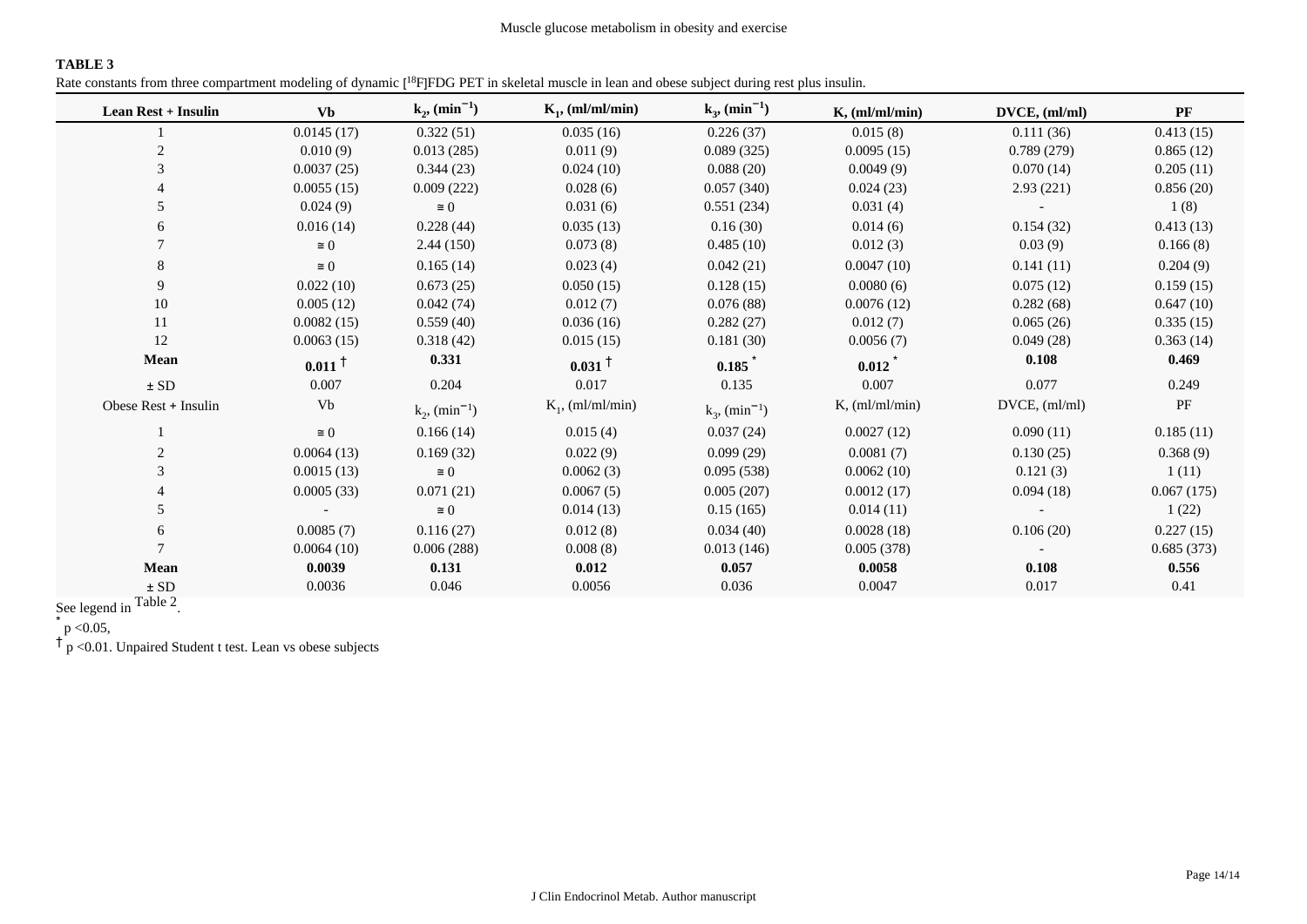**TABLE 3**

Rate constants from three compartment modeling of dynamic [[18]F]FDG PET in skeletal muscle in lean and obese subject during rest plus insulin.

| Lean Rest + Insulin | Vb | $k_2$, ($min^{-1}$) | $K_1$, (ml/ml/min) | $k_3$, ($min^{-1}$) | K, (ml/ml/min) | DVCE, (ml/ml) | PF |
|---|---|---|---|---|---|---|---|
| 1 | 0.0145 (17) | 0.322 (51) | 0.035 (16) | 0.226 (37) | 0.015 (8) | 0.111 (36) | 0.413 (15) |
| 2 | 0.010 (9) | 0.013 (285) | 0.011 (9) | 0.089 (325) | 0.0095 (15) | 0.789 (279) | 0.865 (12) |
| 3 | 0.0037 (25) | 0.344 (23) | 0.024 (10) | 0.088 (20) | 0.0049 (9) | 0.070 (14) | 0.205 (11) |
| 4 | 0.0055 (15) | 0.009 (222) | 0.028 (6) | 0.057 (340) | 0.024 (23) | 2.93 (221) | 0.856 (20) |
| 5 | 0.024 (9) | ≅ 0 | 0.031 (6) | 0.551 (234) | 0.031 (4) | - | 1 (8) |
| 6 | 0.016 (14) | 0.228 (44) | 0.035 (13) | 0.16 (30) | 0.014 (6) | 0.154 (32) | 0.413 (13) |
| 7 | ≅ 0 | 2.44 (150) | 0.073 (8) | 0.485 (10) | 0.012 (3) | 0.03 (9) | 0.166 (8) |
| 8 | ≅ 0 | 0.165 (14) | 0.023 (4) | 0.042 (21) | 0.0047 (10) | 0.141 (11) | 0.204 (9) |
| 9 | 0.022 (10) | 0.673 (25) | 0.050 (15) | 0.128 (15) | 0.0080 (6) | 0.075 (12) | 0.159 (15) |
| 10 | 0.005 (12) | 0.042 (74) | 0.012 (7) | 0.076 (88) | 0.0076 (12) | 0.282 (68) | 0.647 (10) |
| 11 | 0.0082 (15) | 0.559 (40) | 0.036 (16) | 0.282 (27) | 0.012 (7) | 0.065 (26) | 0.335 (15) |
| 12 | 0.0063 (15) | 0.318 (42) | 0.015 (15) | 0.181 (30) | 0.0056 (7) | 0.049 (28) | 0.363 (14) |
| **Mean** | **0.011** † | **0.331** | **0.031** † | **0.185** * | **0.012** * | **0.108** | **0.469** |
| ± SD | 0.007 | 0.204 | 0.017 | 0.135 | 0.007 | 0.077 | 0.249 |
| Obese Rest + Insulin | Vb | $k_2$, ($min^{-1}$) | $K_1$, (ml/ml/min) | $k_3$, ($min^{-1}$) | K, (ml/ml/min) | DVCE, (ml/ml) | PF |
| 1 | ≅ 0 | 0.166 (14) | 0.015 (4) | 0.037 (24) | 0.0027 (12) | 0.090 (11) | 0.185 (11) |
| 2 | 0.0064 (13) | 0.169 (32) | 0.022 (9) | 0.099 (29) | 0.0081 (7) | 0.130 (25) | 0.368 (9) |
| 3 | 0.0015 (13) | ≅ 0 | 0.0062 (3) | 0.095 (538) | 0.0062 (10) | 0.121 (3) | 1 (11) |
| 4 | 0.0005 (33) | 0.071 (21) | 0.0067 (5) | 0.005 (207) | 0.0012 (17) | 0.094 (18) | 0.067 (175) |
| 5 | - | ≅ 0 | 0.014 (13) | 0.15 (165) | 0.014 (11) | - | 1 (22) |
| 6 | 0.0085 (7) | 0.116 (27) | 0.012 (8) | 0.034 (40) | 0.0028 (18) | 0.106 (20) | 0.227 (15) |
| 7 | 0.0064 (10) | 0.006 (288) | 0.008 (8) | 0.013 (146) | 0.005 (378) | - | 0.685 (373) |
| **Mean** | **0.0039** | **0.131** | **0.012** | **0.057** | **0.0058** | **0.108** | **0.556** |
| ± SD | 0.0036 | 0.046 | 0.0056 | 0.036 | 0.0047 | 0.017 | 0.41 |

See legend in Table 2.

\* $p < 0.05$,

† $p < 0.01$. Unpaired Student t test. Lean vs obese subjects